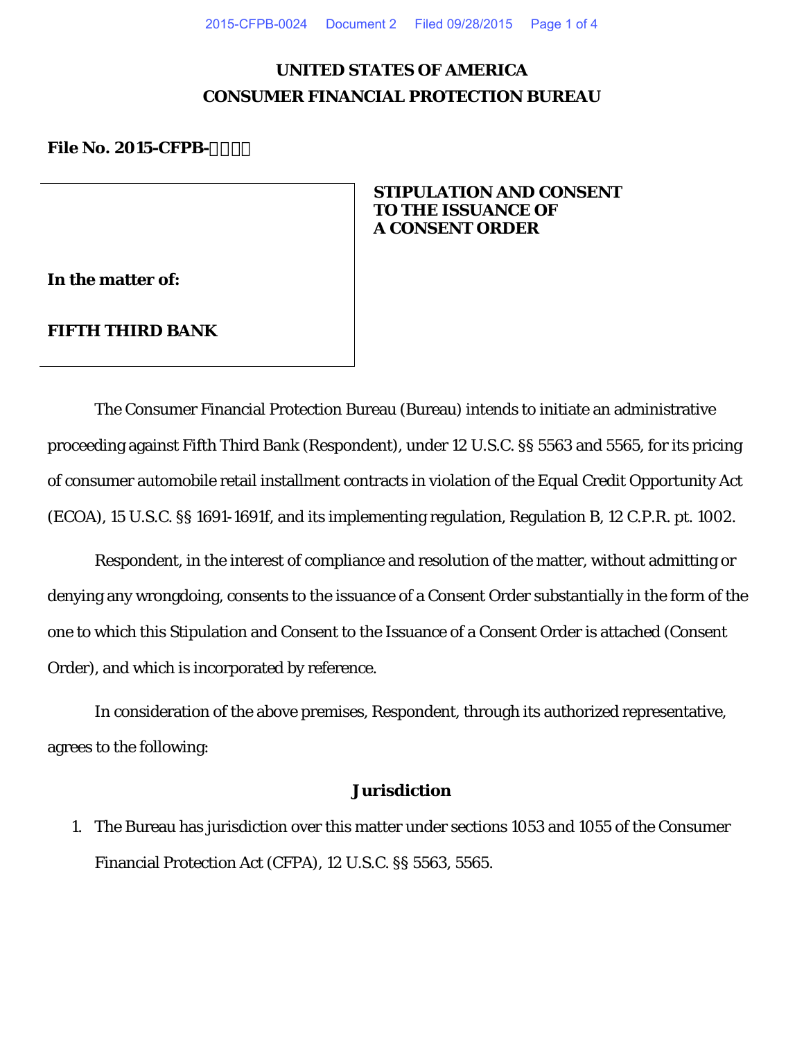# UNITED STATES OF AMERICA
# CONSUMER FINANCIAL PROTECTION BUREAU

**File No. 2015-CFPB-**

**In the matter of:**

**FIFTH THIRD BANK**

**STIPULATION AND CONSENT TO THE ISSUANCE OF A CONSENT ORDER**

The Consumer Financial Protection Bureau (Bureau) intends to initiate an administrative proceeding against Fifth Third Bank (Respondent), under 12 U.S.C. §§ 5563 and 5565, for its pricing of consumer automobile retail installment contracts in violation of the Equal Credit Opportunity Act (ECOA), 15 U.S.C. §§ 1691-1691f, and its implementing regulation, Regulation B, 12 C.F.R. pt. 1002.

Respondent, in the interest of compliance and resolution of the matter, without admitting or denying any wrongdoing, consents to the issuance of a Consent Order substantially in the form of the one to which this Stipulation and Consent to the Issuance of a Consent Order is attached (Consent Order), and which is incorporated by reference.

In consideration of the above premises, Respondent, through its authorized representative, agrees to the following:

## Jurisdiction

1. The Bureau has jurisdiction over this matter under sections 1053 and 1055 of the Consumer Financial Protection Act (CFPA), 12 U.S.C. §§ 5563, 5565.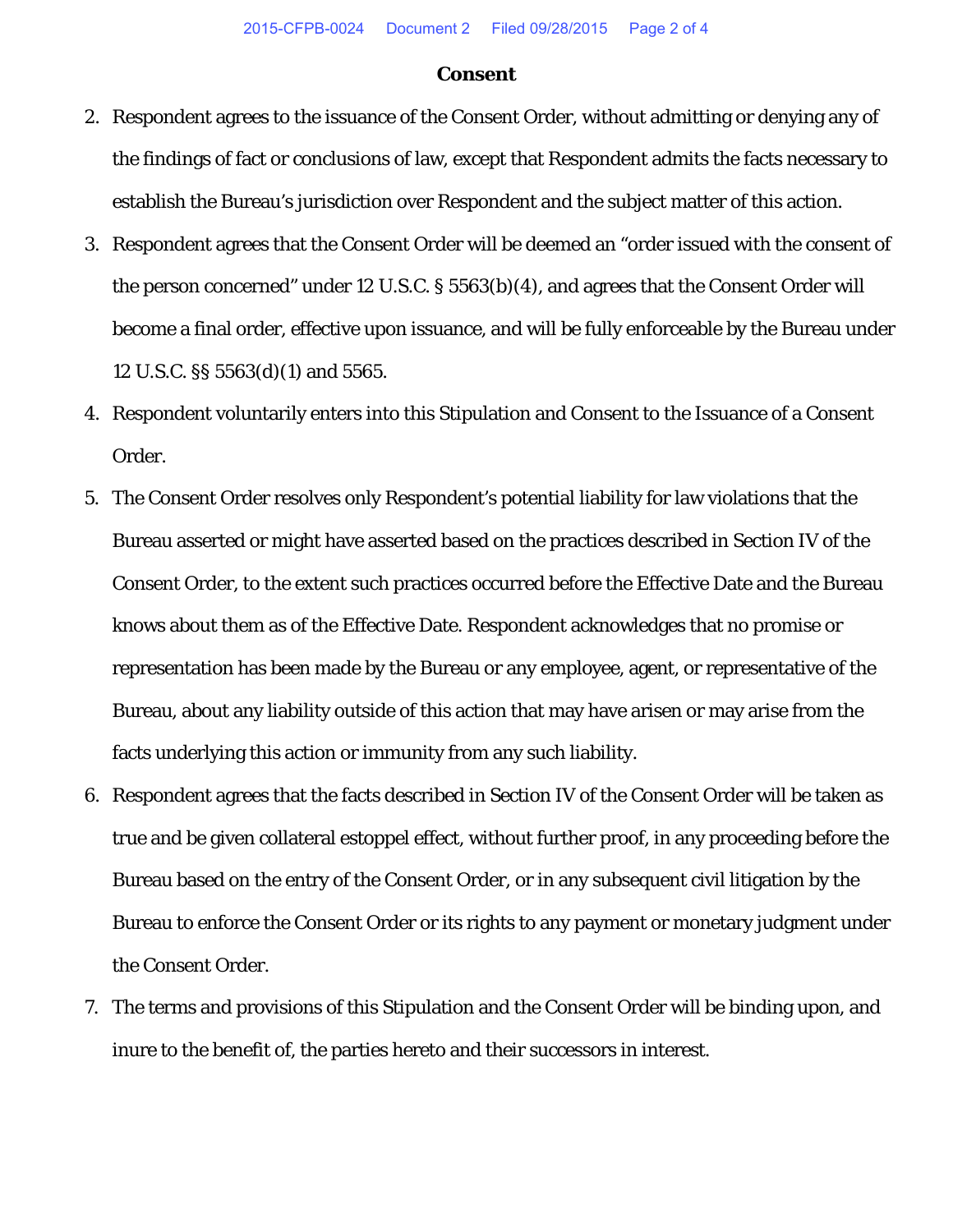## Consent

2. Respondent agrees to the issuance of the Consent Order, without admitting or denying any of the findings of fact or conclusions of law, except that Respondent admits the facts necessary to establish the Bureau's jurisdiction over Respondent and the subject matter of this action.
3. Respondent agrees that the Consent Order will be deemed an "order issued with the consent of the person concerned" under 12 U.S.C. § 5563(b)(4), and agrees that the Consent Order will become a final order, effective upon issuance, and will be fully enforceable by the Bureau under 12 U.S.C. §§ 5563(d)(1) and 5565.
4. Respondent voluntarily enters into this Stipulation and Consent to the Issuance of a Consent Order.
5. The Consent Order resolves only Respondent's potential liability for law violations that the Bureau asserted or might have asserted based on the practices described in Section IV of the Consent Order, to the extent such practices occurred before the Effective Date and the Bureau knows about them as of the Effective Date. Respondent acknowledges that no promise or representation has been made by the Bureau or any employee, agent, or representative of the Bureau, about any liability outside of this action that may have arisen or may arise from the facts underlying this action or immunity from any such liability.
6. Respondent agrees that the facts described in Section IV of the Consent Order will be taken as true and be given collateral estoppel effect, without further proof, in any proceeding before the Bureau based on the entry of the Consent Order, or in any subsequent civil litigation by the Bureau to enforce the Consent Order or its rights to any payment or monetary judgment under the Consent Order.
7. The terms and provisions of this Stipulation and the Consent Order will be binding upon, and inure to the benefit of, the parties hereto and their successors in interest.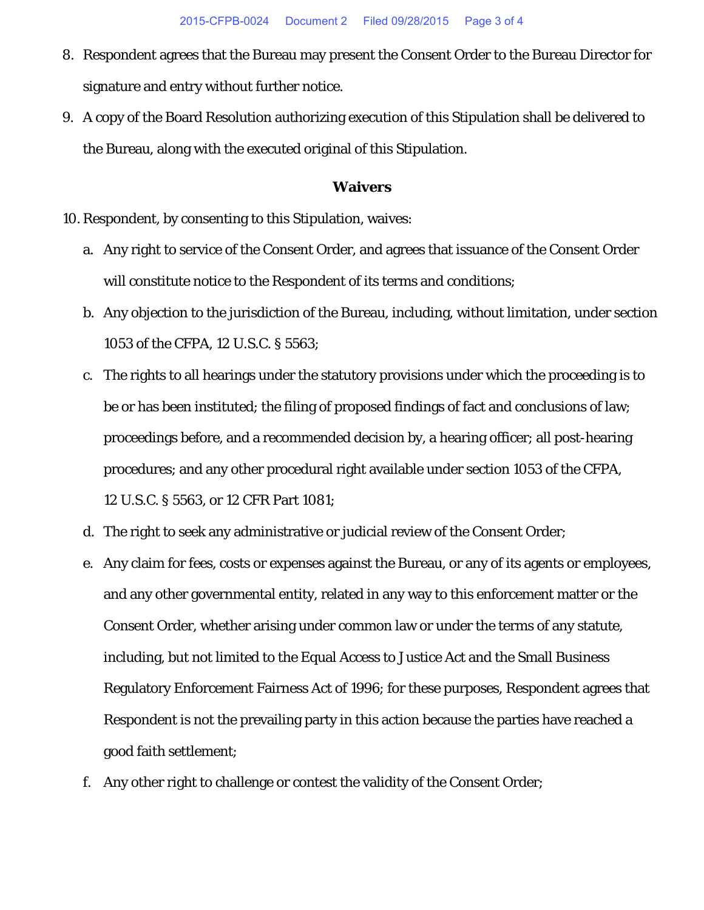8. Respondent agrees that the Bureau may present the Consent Order to the Bureau Director for signature and entry without further notice.
9. A copy of the Board Resolution authorizing execution of this Stipulation shall be delivered to the Bureau, along with the executed original of this Stipulation.

## Waivers

10. Respondent, by consenting to this Stipulation, waives:
    a. Any right to service of the Consent Order, and agrees that issuance of the Consent Order will constitute notice to the Respondent of its terms and conditions;
    b. Any objection to the jurisdiction of the Bureau, including, without limitation, under section 1053 of the CFPA, 12 U.S.C. § 5563;
    c. The rights to all hearings under the statutory provisions under which the proceeding is to be or has been instituted; the filing of proposed findings of fact and conclusions of law; proceedings before, and a recommended decision by, a hearing officer; all post-hearing procedures; and any other procedural right available under section 1053 of the CFPA, 12 U.S.C. § 5563, or 12 CFR Part 1081;
    d. The right to seek any administrative or judicial review of the Consent Order;
    e. Any claim for fees, costs or expenses against the Bureau, or any of its agents or employees, and any other governmental entity, related in any way to this enforcement matter or the Consent Order, whether arising under common law or under the terms of any statute, including, but not limited to the Equal Access to Justice Act and the Small Business Regulatory Enforcement Fairness Act of 1996; for these purposes, Respondent agrees that Respondent is not the prevailing party in this action because the parties have reached a good faith settlement;
    f. Any other right to challenge or contest the validity of the Consent Order;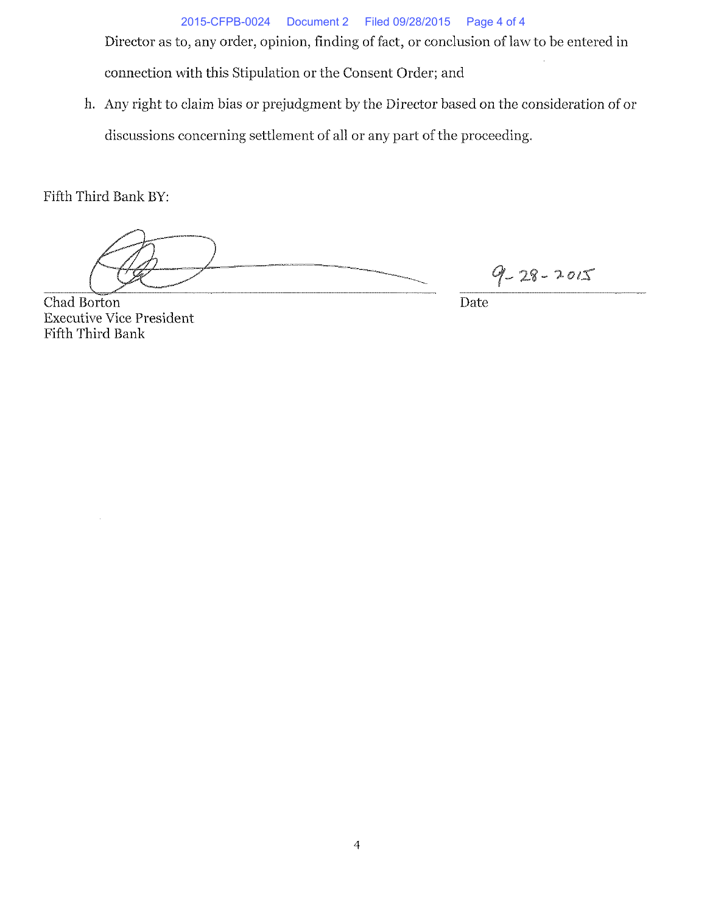Director as to, any order, opinion, finding of fact, or conclusion of law to be entered in connection with this Stipulation or the Consent Order; and

h. Any right to claim bias or prejudgment by the Director based on the consideration of or discussions concerning settlement of all or any part of the proceeding.

Fifth Third Bank BY:

| | |
|---|---|
| | 9-28-2015 |
| Chad Borton<br>Executive Vice President<br>Fifth Third Bank | Date |